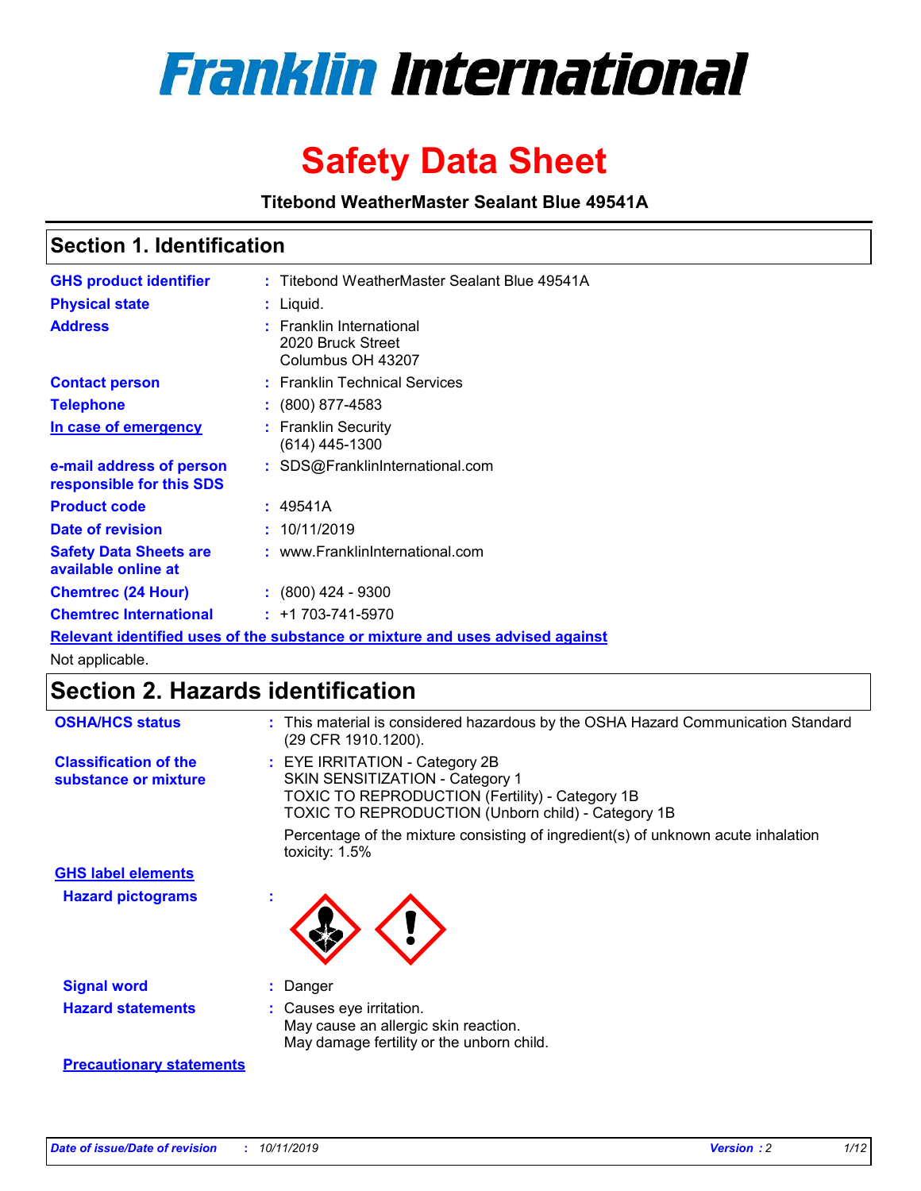# Franklin International

# Safety Data Sheet

**Titebond WeatherMaster Sealant Blue 49541A**

## Section 1. Identification

| | |
|---|---|
| **GHS product identifier** | : Titebond WeatherMaster Sealant Blue 49541A |
| **Physical state** | : Liquid. |
| **Address** | : Franklin International<br>2020 Bruck Street<br>Columbus OH 43207 |
| **Contact person** | : Franklin Technical Services |
| **Telephone** | : (800) 877-4583 |
| **In case of emergency** | : Franklin Security<br>(614) 445-1300 |
| **e-mail address of person responsible for this SDS** | : SDS@FranklinInternational.com |
| **Product code** | : 49541A |
| **Date of revision** | : 10/11/2019 |
| **Safety Data Sheets are available online at** | : www.FranklinInternational.com |
| **Chemtrec (24 Hour)** | : (800) 424 - 9300 |
| **Chemtrec International** | : +1 703-741-5970 |

**Relevant identified uses of the substance or mixture and uses advised against**

Not applicable.

## Section 2. Hazards identification

| | |
|---|---|
| **OSHA/HCS status** | : This material is considered hazardous by the OSHA Hazard Communication Standard (29 CFR 1910.1200). |
| **Classification of the substance or mixture** | : EYE IRRITATION - Category 2B<br>SKIN SENSITIZATION - Category 1<br>TOXIC TO REPRODUCTION (Fertility) - Category 1B<br>TOXIC TO REPRODUCTION (Unborn child) - Category 1B<br>Percentage of the mixture consisting of ingredient(s) of unknown acute inhalation toxicity: 1.5% |

**GHS label elements**

**Hazard pictograms** :

**Signal word** : Danger

**Hazard statements** : Causes eye irritation.
May cause an allergic skin reaction.
May damage fertility or the unborn child.

**Precautionary statements**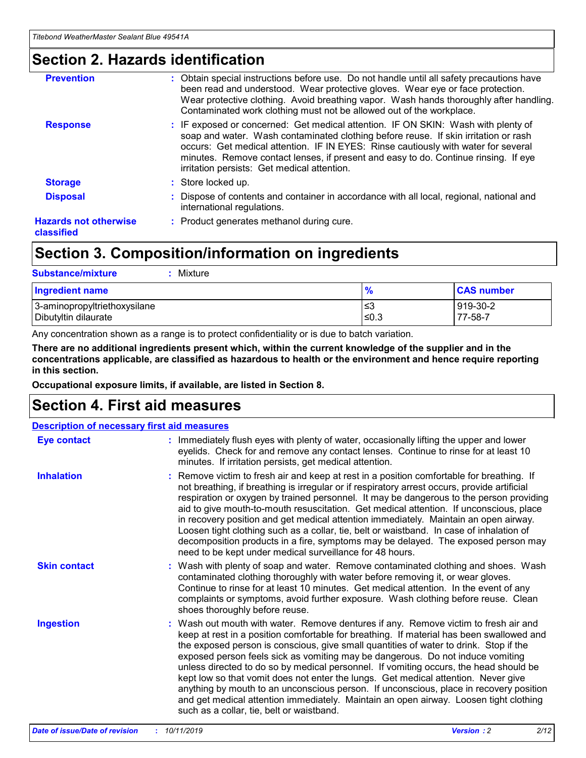## Section 2. Hazards identification

**Prevention** : Obtain special instructions before use. Do not handle until all safety precautions have been read and understood. Wear protective gloves. Wear eye or face protection. Wear protective clothing. Avoid breathing vapor. Wash hands thoroughly after handling. Contaminated work clothing must not be allowed out of the workplace.

**Response** : IF exposed or concerned: Get medical attention. IF ON SKIN: Wash with plenty of soap and water. Wash contaminated clothing before reuse. If skin irritation or rash occurs: Get medical attention. IF IN EYES: Rinse cautiously with water for several minutes. Remove contact lenses, if present and easy to do. Continue rinsing. If eye irritation persists: Get medical attention.

**Storage** : Store locked up.

**Disposal** : Dispose of contents and container in accordance with all local, regional, national and international regulations.

**Hazards not otherwise classified** : Product generates methanol during cure.

## Section 3. Composition/information on ingredients

**Substance/mixture** : Mixture

| Ingredient name | % | CAS number |
|---|---|---|
| 3-aminopropyltriethoxysilane | ≤3 | 919-30-2 |
| Dibutyltin dilaurate | ≤0.3 | 77-58-7 |

Any concentration shown as a range is to protect confidentiality or is due to batch variation.

**There are no additional ingredients present which, within the current knowledge of the supplier and in the concentrations applicable, are classified as hazardous to health or the environment and hence require reporting in this section.**

**Occupational exposure limits, if available, are listed in Section 8.**

## Section 4. First aid measures

**Description of necessary first aid measures**

**Eye contact** : Immediately flush eyes with plenty of water, occasionally lifting the upper and lower eyelids. Check for and remove any contact lenses. Continue to rinse for at least 10 minutes. If irritation persists, get medical attention.

**Inhalation** : Remove victim to fresh air and keep at rest in a position comfortable for breathing. If not breathing, if breathing is irregular or if respiratory arrest occurs, provide artificial respiration or oxygen by trained personnel. It may be dangerous to the person providing aid to give mouth-to-mouth resuscitation. Get medical attention. If unconscious, place in recovery position and get medical attention immediately. Maintain an open airway. Loosen tight clothing such as a collar, tie, belt or waistband. In case of inhalation of decomposition products in a fire, symptoms may be delayed. The exposed person may need to be kept under medical surveillance for 48 hours.

**Skin contact** : Wash with plenty of soap and water. Remove contaminated clothing and shoes. Wash contaminated clothing thoroughly with water before removing it, or wear gloves. Continue to rinse for at least 10 minutes. Get medical attention. In the event of any complaints or symptoms, avoid further exposure. Wash clothing before reuse. Clean shoes thoroughly before reuse.

**Ingestion** : Wash out mouth with water. Remove dentures if any. Remove victim to fresh air and keep at rest in a position comfortable for breathing. If material has been swallowed and the exposed person is conscious, give small quantities of water to drink. Stop if the exposed person feels sick as vomiting may be dangerous. Do not induce vomiting unless directed to do so by medical personnel. If vomiting occurs, the head should be kept low so that vomit does not enter the lungs. Get medical attention. Never give anything by mouth to an unconscious person. If unconscious, place in recovery position and get medical attention immediately. Maintain an open airway. Loosen tight clothing such as a collar, tie, belt or waistband.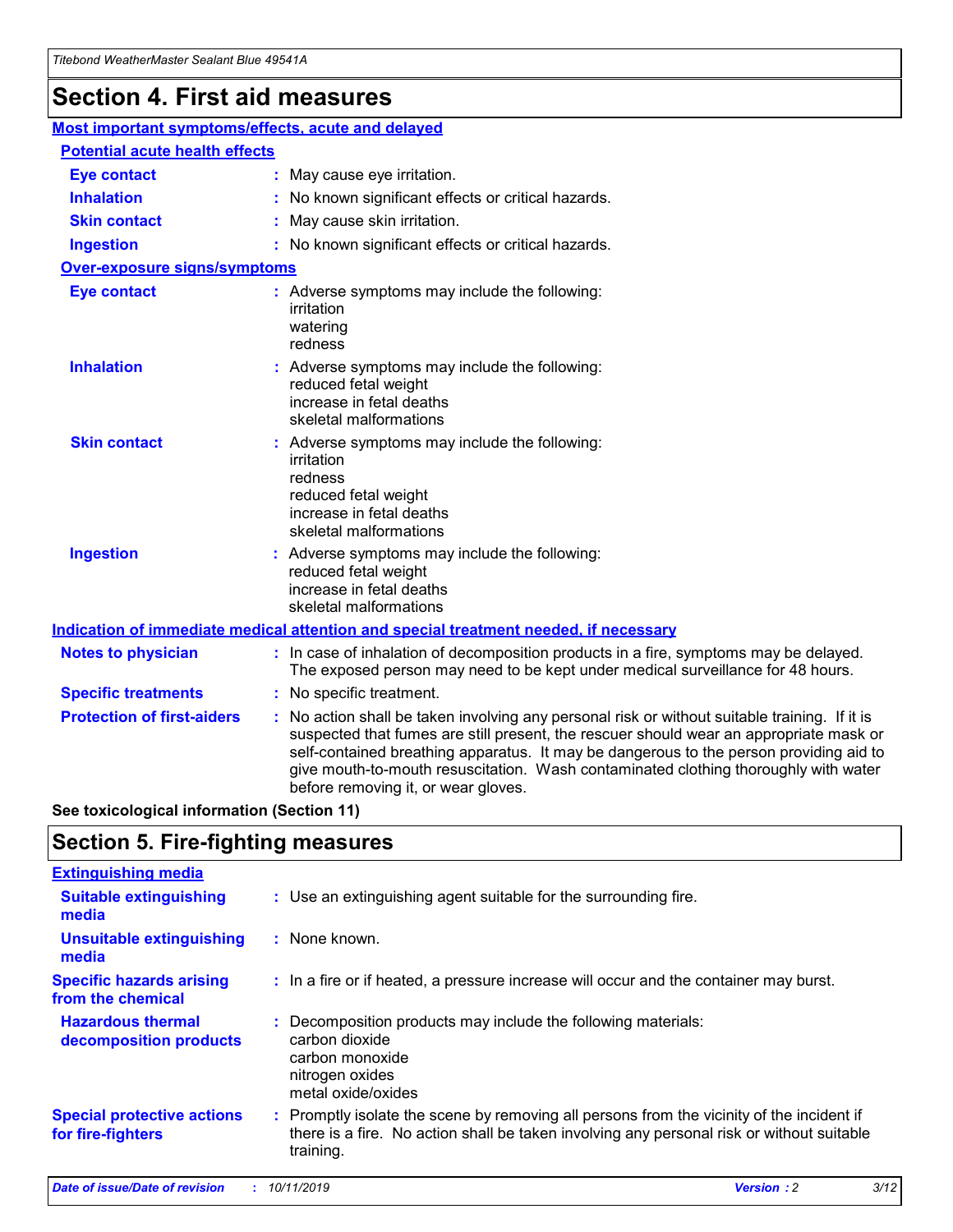## Section 4. First aid measures

### Most important symptoms/effects, acute and delayed

#### Potential acute health effects

**Eye contact** : May cause eye irritation.

**Inhalation** : No known significant effects or critical hazards.

**Skin contact** : May cause skin irritation.

**Ingestion** : No known significant effects or critical hazards.

#### Over-exposure signs/symptoms

**Eye contact** : Adverse symptoms may include the following:
irritation
watering
redness

**Inhalation** : Adverse symptoms may include the following:
reduced fetal weight
increase in fetal deaths
skeletal malformations

**Skin contact** : Adverse symptoms may include the following:
irritation
redness
reduced fetal weight
increase in fetal deaths
skeletal malformations

**Ingestion** : Adverse symptoms may include the following:
reduced fetal weight
increase in fetal deaths
skeletal malformations

### Indication of immediate medical attention and special treatment needed, if necessary

**Notes to physician** : In case of inhalation of decomposition products in a fire, symptoms may be delayed. The exposed person may need to be kept under medical surveillance for 48 hours.

**Specific treatments** : No specific treatment.

**Protection of first-aiders** : No action shall be taken involving any personal risk or without suitable training. If it is suspected that fumes are still present, the rescuer should wear an appropriate mask or self-contained breathing apparatus. It may be dangerous to the person providing aid to give mouth-to-mouth resuscitation. Wash contaminated clothing thoroughly with water before removing it, or wear gloves.

**See toxicological information (Section 11)**

## Section 5. Fire-fighting measures

### Extinguishing media

**Suitable extinguishing media** : Use an extinguishing agent suitable for the surrounding fire.

**Unsuitable extinguishing media** : None known.

**Specific hazards arising from the chemical** : In a fire or if heated, a pressure increase will occur and the container may burst.

**Hazardous thermal decomposition products** : Decomposition products may include the following materials:
carbon dioxide
carbon monoxide
nitrogen oxides
metal oxide/oxides

**Special protective actions for fire-fighters** : Promptly isolate the scene by removing all persons from the vicinity of the incident if there is a fire. No action shall be taken involving any personal risk or without suitable training.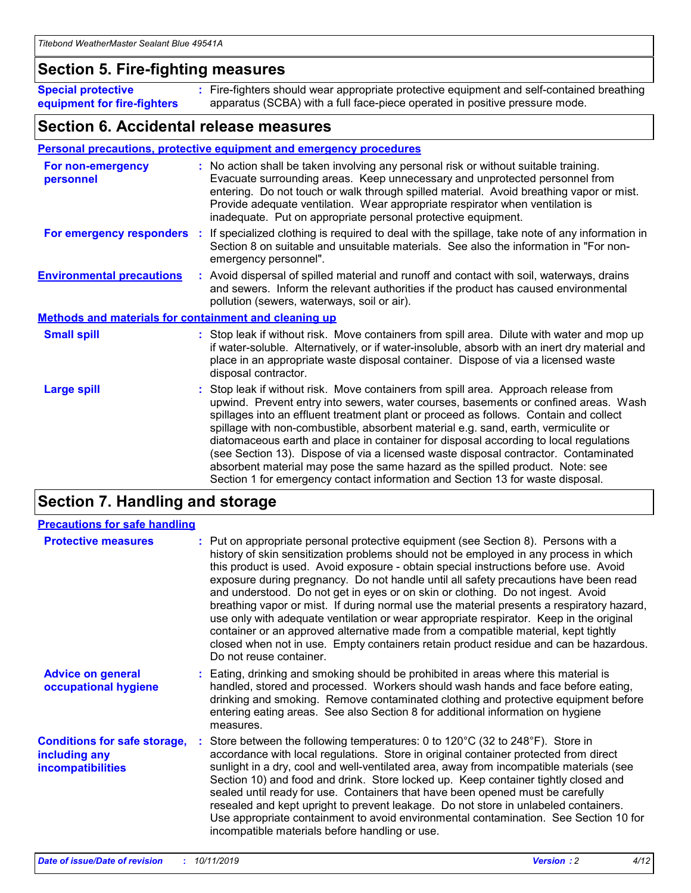## Section 5. Fire-fighting measures

**Special protective equipment for fire-fighters** : Fire-fighters should wear appropriate protective equipment and self-contained breathing apparatus (SCBA) with a full face-piece operated in positive pressure mode.

## Section 6. Accidental release measures

### Personal precautions, protective equipment and emergency procedures

**For non-emergency personnel** : No action shall be taken involving any personal risk or without suitable training. Evacuate surrounding areas. Keep unnecessary and unprotected personnel from entering. Do not touch or walk through spilled material. Avoid breathing vapor or mist. Provide adequate ventilation. Wear appropriate respirator when ventilation is inadequate. Put on appropriate personal protective equipment.

**For emergency responders** : If specialized clothing is required to deal with the spillage, take note of any information in Section 8 on suitable and unsuitable materials. See also the information in "For non-emergency personnel".

**Environmental precautions** : Avoid dispersal of spilled material and runoff and contact with soil, waterways, drains and sewers. Inform the relevant authorities if the product has caused environmental pollution (sewers, waterways, soil or air).

### Methods and materials for containment and cleaning up

**Small spill** : Stop leak if without risk. Move containers from spill area. Dilute with water and mop up if water-soluble. Alternatively, or if water-insoluble, absorb with an inert dry material and place in an appropriate waste disposal container. Dispose of via a licensed waste disposal contractor.

**Large spill** : Stop leak if without risk. Move containers from spill area. Approach release from upwind. Prevent entry into sewers, water courses, basements or confined areas. Wash spillages into an effluent treatment plant or proceed as follows. Contain and collect spillage with non-combustible, absorbent material e.g. sand, earth, vermiculite or diatomaceous earth and place in container for disposal according to local regulations (see Section 13). Dispose of via a licensed waste disposal contractor. Contaminated absorbent material may pose the same hazard as the spilled product. Note: see Section 1 for emergency contact information and Section 13 for waste disposal.

## Section 7. Handling and storage

### Precautions for safe handling

**Protective measures** : Put on appropriate personal protective equipment (see Section 8). Persons with a history of skin sensitization problems should not be employed in any process in which this product is used. Avoid exposure - obtain special instructions before use. Avoid exposure during pregnancy. Do not handle until all safety precautions have been read and understood. Do not get in eyes or on skin or clothing. Do not ingest. Avoid breathing vapor or mist. If during normal use the material presents a respiratory hazard, use only with adequate ventilation or wear appropriate respirator. Keep in the original container or an approved alternative made from a compatible material, kept tightly closed when not in use. Empty containers retain product residue and can be hazardous. Do not reuse container.

**Advice on general occupational hygiene** : Eating, drinking and smoking should be prohibited in areas where this material is handled, stored and processed. Workers should wash hands and face before eating, drinking and smoking. Remove contaminated clothing and protective equipment before entering eating areas. See also Section 8 for additional information on hygiene measures.

**Conditions for safe storage, including any incompatibilities** : Store between the following temperatures: 0 to 120°C (32 to 248°F). Store in accordance with local regulations. Store in original container protected from direct sunlight in a dry, cool and well-ventilated area, away from incompatible materials (see Section 10) and food and drink. Store locked up. Keep container tightly closed and sealed until ready for use. Containers that have been opened must be carefully resealed and kept upright to prevent leakage. Do not store in unlabeled containers. Use appropriate containment to avoid environmental contamination. See Section 10 for incompatible materials before handling or use.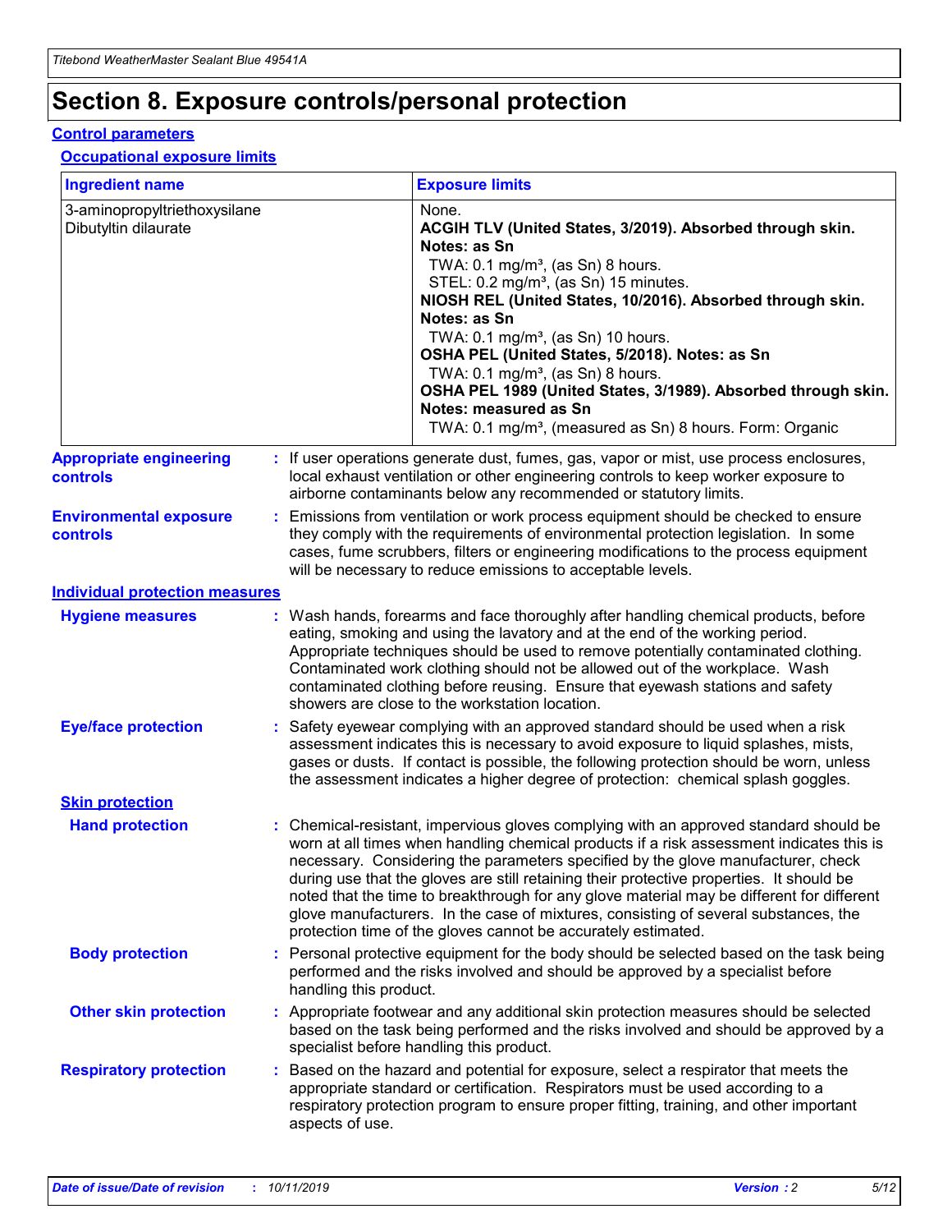# Section 8. Exposure controls/personal protection

## Control parameters

### Occupational exposure limits

| Ingredient name | Exposure limits |
|---|---|
| 3-aminopropyltriethoxysilane<br>Dibutyltin dilaurate | None.<br>**ACGIH TLV (United States, 3/2019). Absorbed through skin. Notes: as Sn**<br>TWA: 0.1 mg/m³, (as Sn) 8 hours.<br>STEL: 0.2 mg/m³, (as Sn) 15 minutes.<br>**NIOSH REL (United States, 10/2016). Absorbed through skin. Notes: as Sn**<br>TWA: 0.1 mg/m³, (as Sn) 10 hours.<br>**OSHA PEL (United States, 5/2018). Notes: as Sn**<br>TWA: 0.1 mg/m³, (as Sn) 8 hours.<br>**OSHA PEL 1989 (United States, 3/1989). Absorbed through skin. Notes: measured as Sn**<br>TWA: 0.1 mg/m³, (measured as Sn) 8 hours. Form: Organic |

**Appropriate engineering controls** : If user operations generate dust, fumes, gas, vapor or mist, use process enclosures, local exhaust ventilation or other engineering controls to keep worker exposure to airborne contaminants below any recommended or statutory limits.

**Environmental exposure controls** : Emissions from ventilation or work process equipment should be checked to ensure they comply with the requirements of environmental protection legislation. In some cases, fume scrubbers, filters or engineering modifications to the process equipment will be necessary to reduce emissions to acceptable levels.

## Individual protection measures

**Hygiene measures** : Wash hands, forearms and face thoroughly after handling chemical products, before eating, smoking and using the lavatory and at the end of the working period. Appropriate techniques should be used to remove potentially contaminated clothing. Contaminated work clothing should not be allowed out of the workplace. Wash contaminated clothing before reusing. Ensure that eyewash stations and safety showers are close to the workstation location.

**Eye/face protection** : Safety eyewear complying with an approved standard should be used when a risk assessment indicates this is necessary to avoid exposure to liquid splashes, mists, gases or dusts. If contact is possible, the following protection should be worn, unless the assessment indicates a higher degree of protection: chemical splash goggles.

### Skin protection

**Hand protection** : Chemical-resistant, impervious gloves complying with an approved standard should be worn at all times when handling chemical products if a risk assessment indicates this is necessary. Considering the parameters specified by the glove manufacturer, check during use that the gloves are still retaining their protective properties. It should be noted that the time to breakthrough for any glove material may be different for different glove manufacturers. In the case of mixtures, consisting of several substances, the protection time of the gloves cannot be accurately estimated.

**Body protection** : Personal protective equipment for the body should be selected based on the task being performed and the risks involved and should be approved by a specialist before handling this product.

**Other skin protection** : Appropriate footwear and any additional skin protection measures should be selected based on the task being performed and the risks involved and should be approved by a specialist before handling this product.

**Respiratory protection** : Based on the hazard and potential for exposure, select a respirator that meets the appropriate standard or certification. Respirators must be used according to a respiratory protection program to ensure proper fitting, training, and other important aspects of use.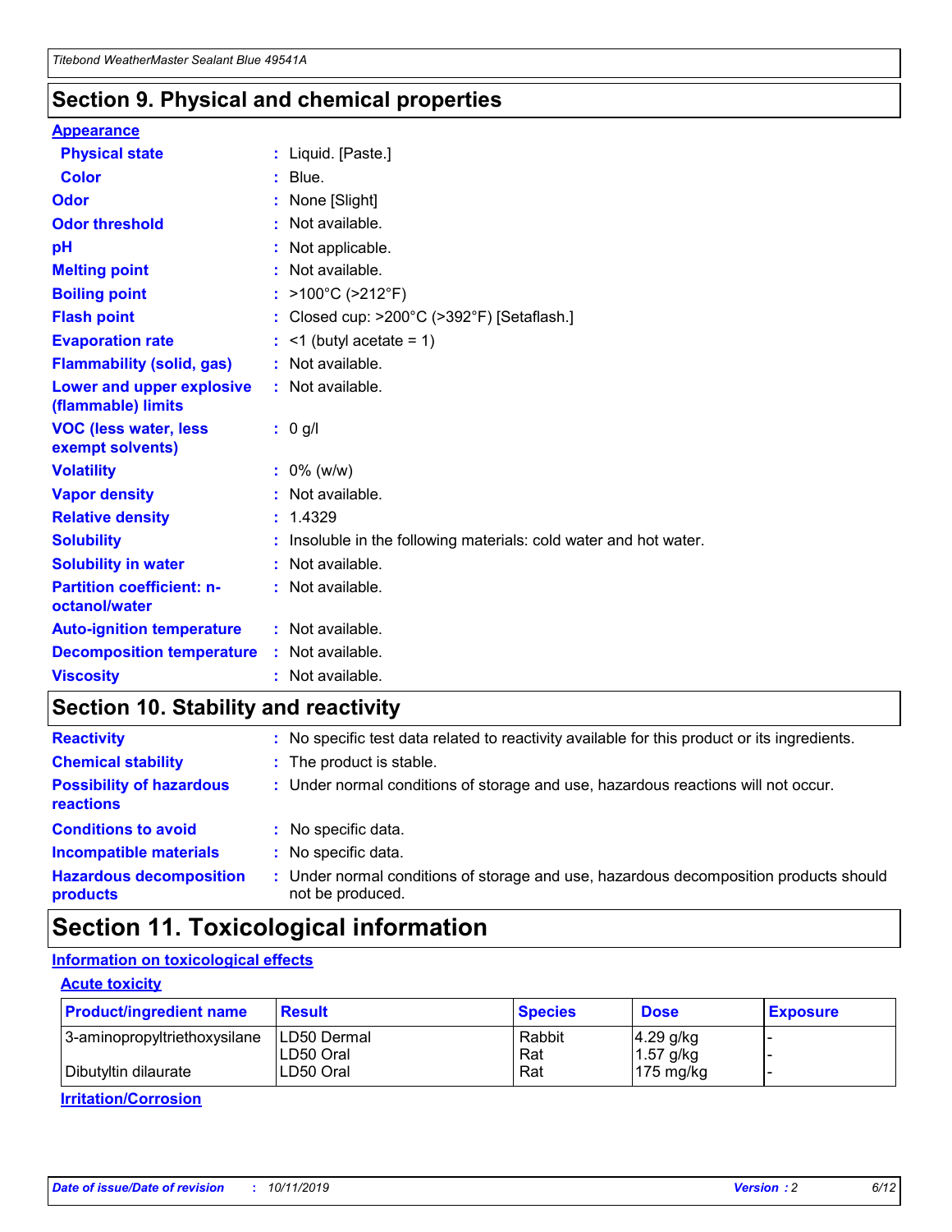## Section 9. Physical and chemical properties

**Appearance**

| | |
|---|---|
| **Physical state** | : Liquid. [Paste.] |
| **Color** | : Blue. |
| **Odor** | : None [Slight] |
| **Odor threshold** | : Not available. |
| **pH** | : Not applicable. |
| **Melting point** | : Not available. |
| **Boiling point** | : >100°C (>212°F) |
| **Flash point** | : Closed cup: >200°C (>392°F) [Setaflash.] |
| **Evaporation rate** | : <1 (butyl acetate = 1) |
| **Flammability (solid, gas)** | : Not available. |
| **Lower and upper explosive (flammable) limits** | : Not available. |
| **VOC (less water, less exempt solvents)** | : 0 g/l |
| **Volatility** | : 0% (w/w) |
| **Vapor density** | : Not available. |
| **Relative density** | : 1.4329 |
| **Solubility** | : Insoluble in the following materials: cold water and hot water. |
| **Solubility in water** | : Not available. |
| **Partition coefficient: n-octanol/water** | : Not available. |
| **Auto-ignition temperature** | : Not available. |
| **Decomposition temperature** | : Not available. |
| **Viscosity** | : Not available. |

## Section 10. Stability and reactivity

| | |
|---|---|
| **Reactivity** | : No specific test data related to reactivity available for this product or its ingredients. |
| **Chemical stability** | : The product is stable. |
| **Possibility of hazardous reactions** | : Under normal conditions of storage and use, hazardous reactions will not occur. |
| **Conditions to avoid** | : No specific data. |
| **Incompatible materials** | : No specific data. |
| **Hazardous decomposition products** | : Under normal conditions of storage and use, hazardous decomposition products should not be produced. |

## Section 11. Toxicological information

**Information on toxicological effects**

**Acute toxicity**

| Product/ingredient name | Result | Species | Dose | Exposure |
|---|---|---|---|---|
| 3-aminopropyltriethoxysilane | LD50 Dermal | Rabbit | 4.29 g/kg | - |
| | LD50 Oral | Rat | 1.57 g/kg | - |
| Dibutyltin dilaurate | LD50 Oral | Rat | 175 mg/kg | - |

**Irritation/Corrosion**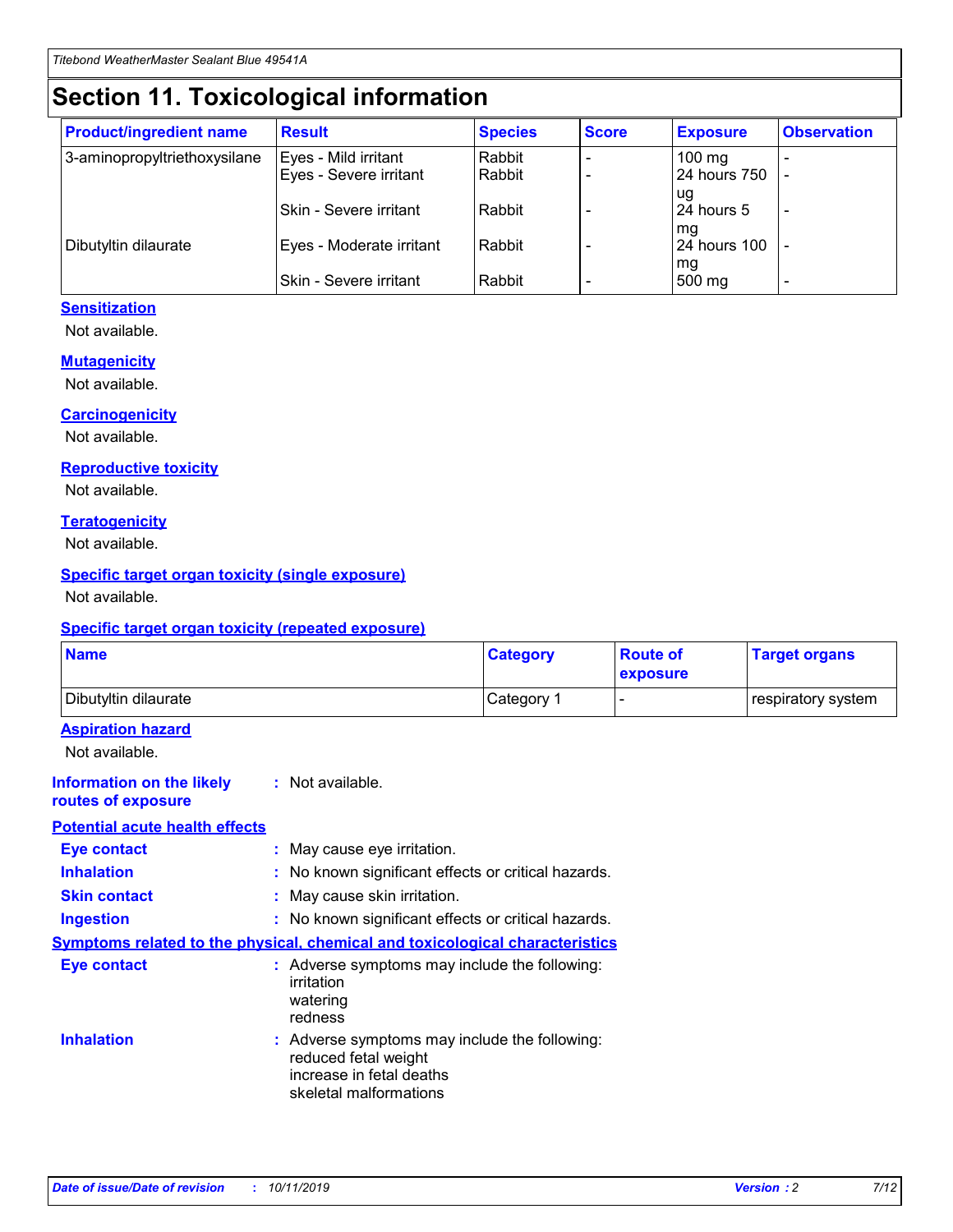# Section 11. Toxicological information

| Product/ingredient name | Result | Species | Score | Exposure | Observation |
|---|---|---|---|---|---|
| 3-aminopropyltriethoxysilane | Eyes - Mild irritant | Rabbit | - | 100 mg | - |
| | Eyes - Severe irritant | Rabbit | - | 24 hours 750 ug | - |
| | Skin - Severe irritant | Rabbit | - | 24 hours 5 mg | - |
| Dibutyltin dilaurate | Eyes - Moderate irritant | Rabbit | - | 24 hours 100 mg | - |
| | Skin - Severe irritant | Rabbit | - | 500 mg | - |

### Sensitization

Not available.

### Mutagenicity

Not available.

### Carcinogenicity

Not available.

### Reproductive toxicity

Not available.

### Teratogenicity

Not available.

### Specific target organ toxicity (single exposure)

Not available.

### Specific target organ toxicity (repeated exposure)

| Name | Category | Route of exposure | Target organs |
|---|---|---|---|
| Dibutyltin dilaurate | Category 1 | - | respiratory system |

### Aspiration hazard

Not available.

**Information on the likely routes of exposure** : Not available.

### Potential acute health effects

**Eye contact** : May cause eye irritation.

**Inhalation** : No known significant effects or critical hazards.

**Skin contact** : May cause skin irritation.

**Ingestion** : No known significant effects or critical hazards.

### Symptoms related to the physical, chemical and toxicological characteristics

**Eye contact** : Adverse symptoms may include the following:
irritation
watering
redness

**Inhalation** : Adverse symptoms may include the following:
reduced fetal weight
increase in fetal deaths
skeletal malformations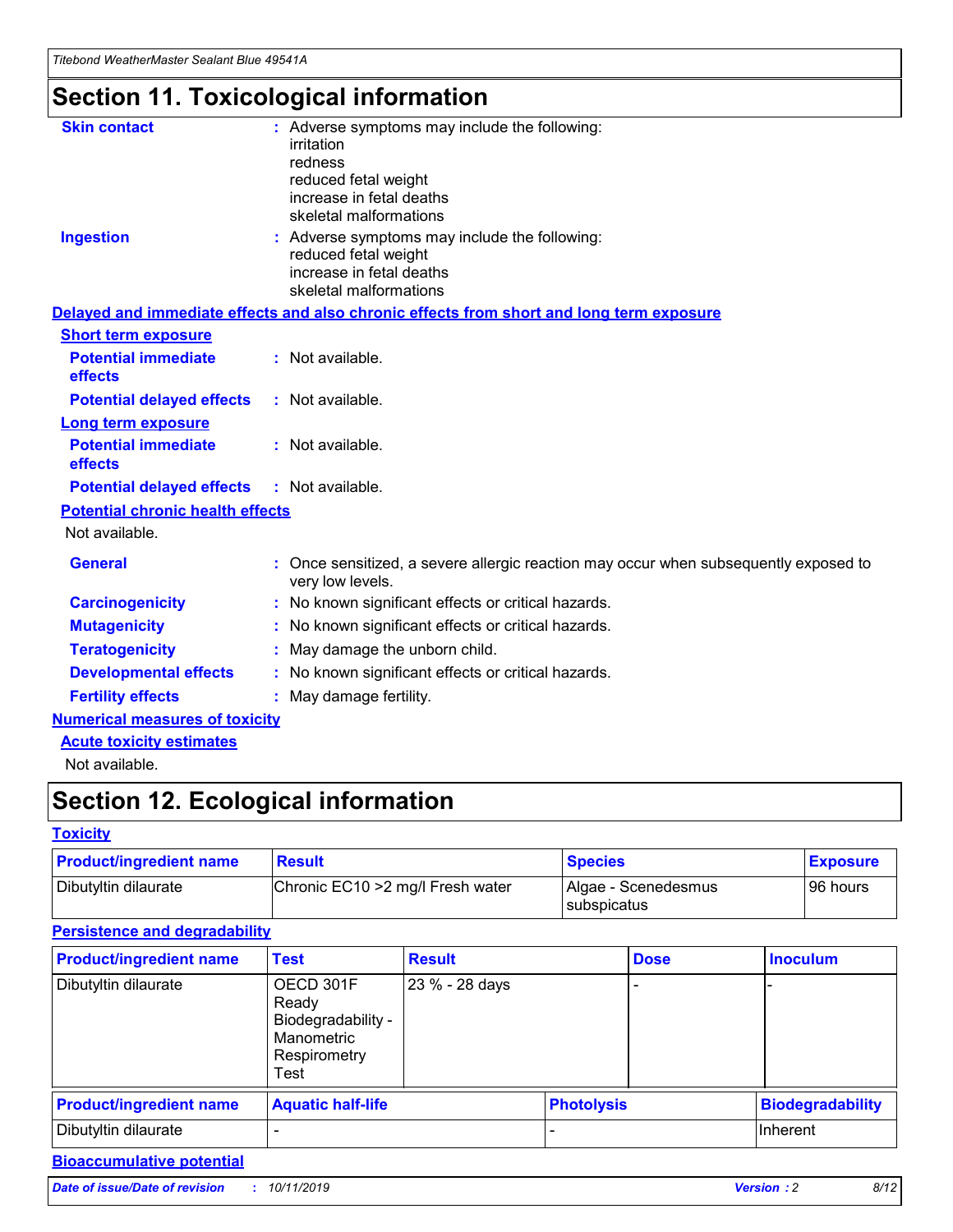# Section 11. Toxicological information

**Skin contact** : Adverse symptoms may include the following:
irritation
redness
reduced fetal weight
increase in fetal deaths
skeletal malformations

**Ingestion** : Adverse symptoms may include the following:
reduced fetal weight
increase in fetal deaths
skeletal malformations

## Delayed and immediate effects and also chronic effects from short and long term exposure

### Short term exposure

**Potential immediate effects** : Not available.

**Potential delayed effects** : Not available.

### Long term exposure

**Potential immediate effects** : Not available.

**Potential delayed effects** : Not available.

### Potential chronic health effects

Not available.

**General** : Once sensitized, a severe allergic reaction may occur when subsequently exposed to very low levels.

**Carcinogenicity** : No known significant effects or critical hazards.

**Mutagenicity** : No known significant effects or critical hazards.

**Teratogenicity** : May damage the unborn child.

**Developmental effects** : No known significant effects or critical hazards.

**Fertility effects** : May damage fertility.

## Numerical measures of toxicity

### Acute toxicity estimates

Not available.

# Section 12. Ecological information

## Toxicity

| Product/ingredient name | Result | Species | Exposure |
|---|---|---|---|
| Dibutyltin dilaurate | Chronic EC10 >2 mg/l Fresh water | Algae - Scenedesmus subspicatus | 96 hours |

## Persistence and degradability

| Product/ingredient name | Test | Result | Dose | Inoculum |
|---|---|---|---|---|
| Dibutyltin dilaurate | OECD 301F Ready Biodegradability - Manometric Respirometry Test | 23 % - 28 days | - | - |

| Product/ingredient name | Aquatic half-life | Photolysis | Biodegradability |
|---|---|---|---|
| Dibutyltin dilaurate | - | - | Inherent |

## Bioaccumulative potential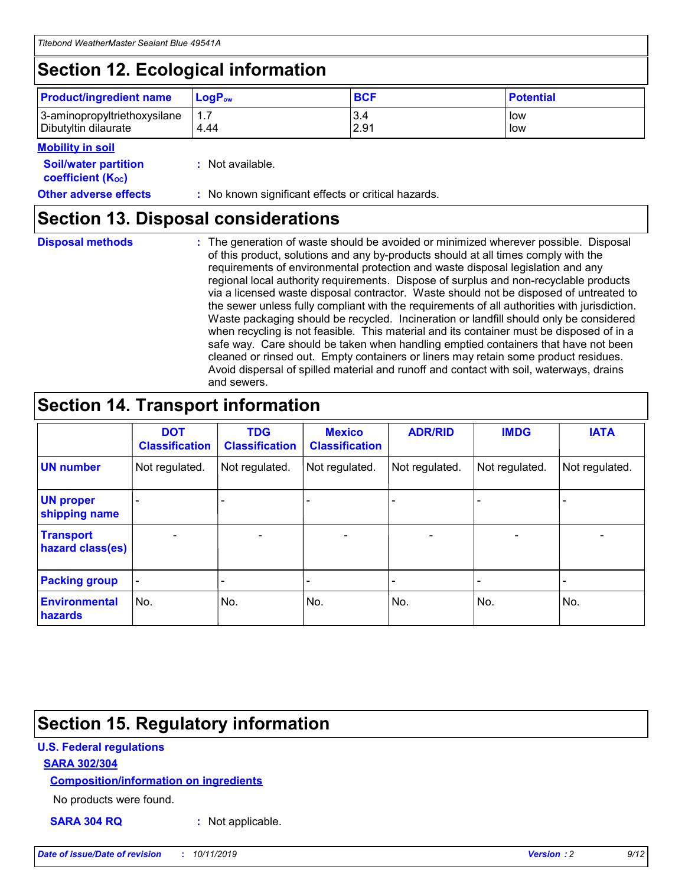# Section 12. Ecological information

| Product/ingredient name | $LogP_{ow}$ | BCF | Potential |
|---|---|---|---|
| 3-aminopropyltriethoxysilane | 1.7 | 3.4 | low |
| Dibutyltin dilaurate | 4.44 | 2.91 | low |

**Mobility in soil**

**Soil/water partition coefficient ($K_{OC}$)** : Not available.

**Other adverse effects** : No known significant effects or critical hazards.

# Section 13. Disposal considerations

**Disposal methods** : The generation of waste should be avoided or minimized wherever possible. Disposal of this product, solutions and any by-products should at all times comply with the requirements of environmental protection and waste disposal legislation and any regional local authority requirements. Dispose of surplus and non-recyclable products via a licensed waste disposal contractor. Waste should not be disposed of untreated to the sewer unless fully compliant with the requirements of all authorities with jurisdiction. Waste packaging should be recycled. Incineration or landfill should only be considered when recycling is not feasible. This material and its container must be disposed of in a safe way. Care should be taken when handling emptied containers that have not been cleaned or rinsed out. Empty containers or liners may retain some product residues. Avoid dispersal of spilled material and runoff and contact with soil, waterways, drains and sewers.

# Section 14. Transport information

| | DOT Classification | TDG Classification | Mexico Classification | ADR/RID | IMDG | IATA |
|---|---|---|---|---|---|---|
| UN number | Not regulated. | Not regulated. | Not regulated. | Not regulated. | Not regulated. | Not regulated. |
| UN proper shipping name | - | - | - | - | - | - |
| Transport hazard class(es) | - | - | - | - | - | - |
| Packing group | - | - | - | - | - | - |
| Environmental hazards | No. | No. | No. | No. | No. | No. |

# Section 15. Regulatory information

**U.S. Federal regulations**

**SARA 302/304**

**Composition/information on ingredients**

No products were found.

**SARA 304 RQ** : Not applicable.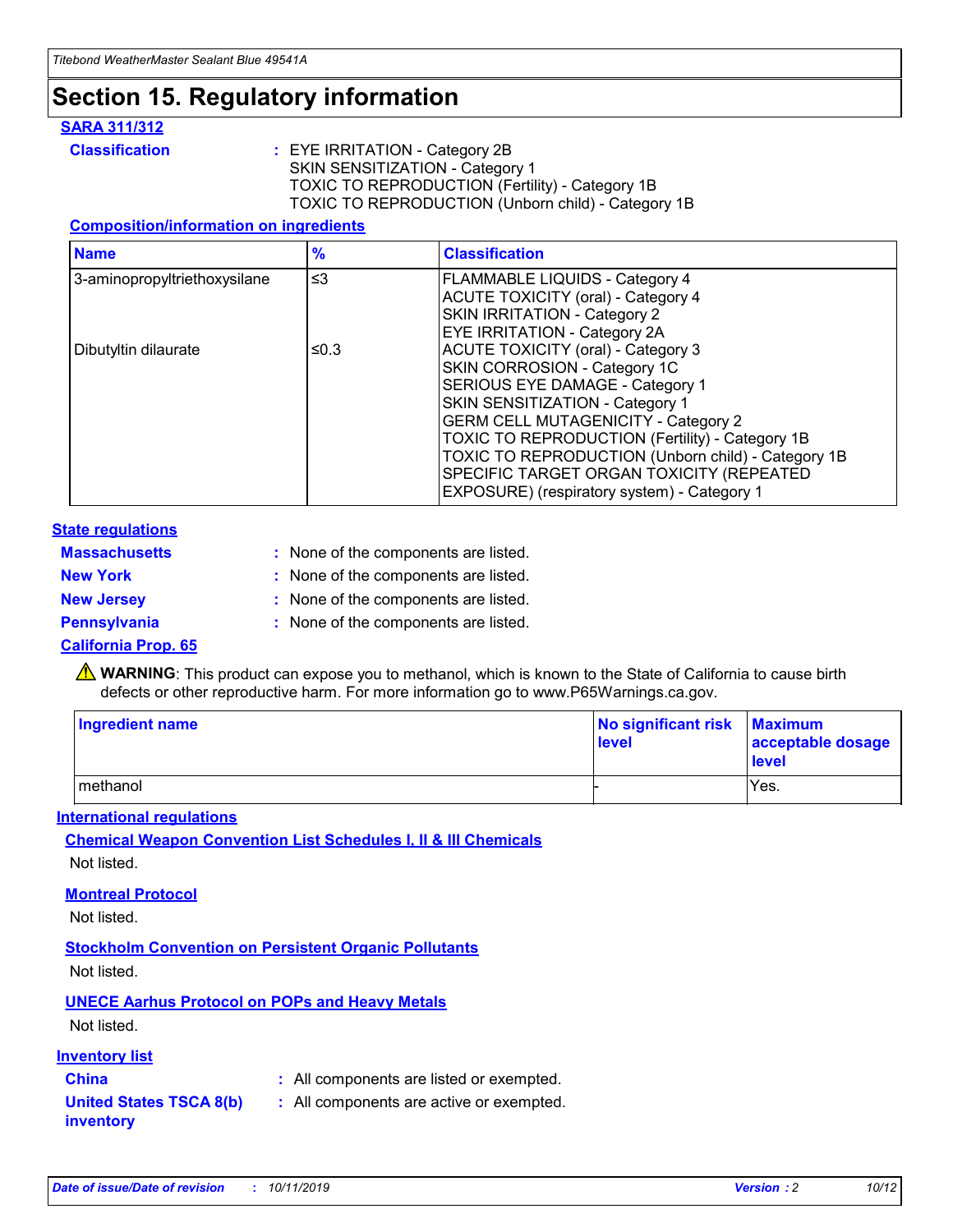# Section 15. Regulatory information

## SARA 311/312

**Classification** : EYE IRRITATION - Category 2B
SKIN SENSITIZATION - Category 1
TOXIC TO REPRODUCTION (Fertility) - Category 1B
TOXIC TO REPRODUCTION (Unborn child) - Category 1B

### Composition/information on ingredients

| Name | % | Classification |
|---|---|---|
| 3-aminopropyltriethoxysilane | ≤3 | FLAMMABLE LIQUIDS - Category 4<br>ACUTE TOXICITY (oral) - Category 4<br>SKIN IRRITATION - Category 2<br>EYE IRRITATION - Category 2A |
| Dibutyltin dilaurate | ≤0.3 | ACUTE TOXICITY (oral) - Category 3<br>SKIN CORROSION - Category 1C<br>SERIOUS EYE DAMAGE - Category 1<br>SKIN SENSITIZATION - Category 1<br>GERM CELL MUTAGENICITY - Category 2<br>TOXIC TO REPRODUCTION (Fertility) - Category 1B<br>TOXIC TO REPRODUCTION (Unborn child) - Category 1B<br>SPECIFIC TARGET ORGAN TOXICITY (REPEATED EXPOSURE) (respiratory system) - Category 1 |

## State regulations

**Massachusetts** : None of the components are listed.

**New York** : None of the components are listed.

**New Jersey** : None of the components are listed.

**Pennsylvania** : None of the components are listed.

## California Prop. 65

⚠ **WARNING**: This product can expose you to methanol, which is known to the State of California to cause birth defects or other reproductive harm. For more information go to www.P65Warnings.ca.gov.

| Ingredient name | No significant risk level | Maximum acceptable dosage level |
|---|---|---|
| methanol | - | Yes. |

## International regulations

### Chemical Weapon Convention List Schedules I, II & III Chemicals

Not listed.

### Montreal Protocol

Not listed.

### Stockholm Convention on Persistent Organic Pollutants

Not listed.

### UNECE Aarhus Protocol on POPs and Heavy Metals

Not listed.

## Inventory list

**China** : All components are listed or exempted.

**United States TSCA 8(b) inventory** : All components are active or exempted.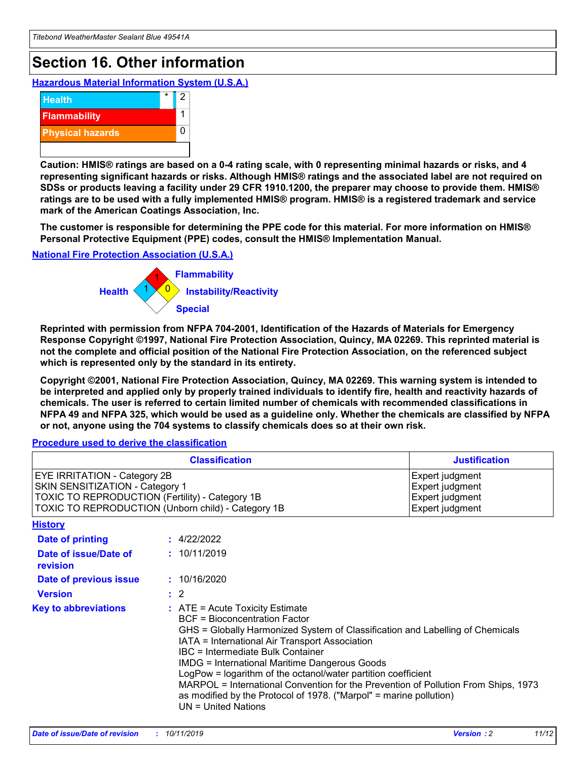# Section 16. Other information

## Hazardous Material Information System (U.S.A.)

| | | |
|---|---|---|
| Health | * | 2 |
| Flammability | | 1 |
| Physical hazards | | 0 |

**Caution: HMIS® ratings are based on a 0-4 rating scale, with 0 representing minimal hazards or risks, and 4 representing significant hazards or risks. Although HMIS® ratings and the associated label are not required on SDSs or products leaving a facility under 29 CFR 1910.1200, the preparer may choose to provide them. HMIS® ratings are to be used with a fully implemented HMIS® program. HMIS® is a registered trademark and service mark of the American Coatings Association, Inc.**

**The customer is responsible for determining the PPE code for this material. For more information on HMIS® Personal Protective Equipment (PPE) codes, consult the HMIS® Implementation Manual.**

## National Fire Protection Association (U.S.A.)

Flammability: 1
Health: 1
Instability/Reactivity: 0
Special:

**Reprinted with permission from NFPA 704-2001, Identification of the Hazards of Materials for Emergency Response Copyright ©1997, National Fire Protection Association, Quincy, MA 02269. This reprinted material is not the complete and official position of the National Fire Protection Association, on the referenced subject which is represented only by the standard in its entirety.**

**Copyright ©2001, National Fire Protection Association, Quincy, MA 02269. This warning system is intended to be interpreted and applied only by properly trained individuals to identify fire, health and reactivity hazards of chemicals. The user is referred to certain limited number of chemicals with recommended classifications in NFPA 49 and NFPA 325, which would be used as a guideline only. Whether the chemicals are classified by NFPA or not, anyone using the 704 systems to classify chemicals does so at their own risk.**

## Procedure used to derive the classification

| Classification | Justification |
|---|---|
| EYE IRRITATION - Category 2B | Expert judgment |
| SKIN SENSITIZATION - Category 1 | Expert judgment |
| TOXIC TO REPRODUCTION (Fertility) - Category 1B | Expert judgment |
| TOXIC TO REPRODUCTION (Unborn child) - Category 1B | Expert judgment |

## History

**Date of printing** : 4/22/2022

**Date of issue/Date of revision** : 10/11/2019

**Date of previous issue** : 10/16/2020

**Version** : 2

**Key to abbreviations** : ATE = Acute Toxicity Estimate
BCF = Bioconcentration Factor
GHS = Globally Harmonized System of Classification and Labelling of Chemicals
IATA = International Air Transport Association
IBC = Intermediate Bulk Container
IMDG = International Maritime Dangerous Goods
LogPow = logarithm of the octanol/water partition coefficient
MARPOL = International Convention for the Prevention of Pollution From Ships, 1973 as modified by the Protocol of 1978. ("Marpol" = marine pollution)
UN = United Nations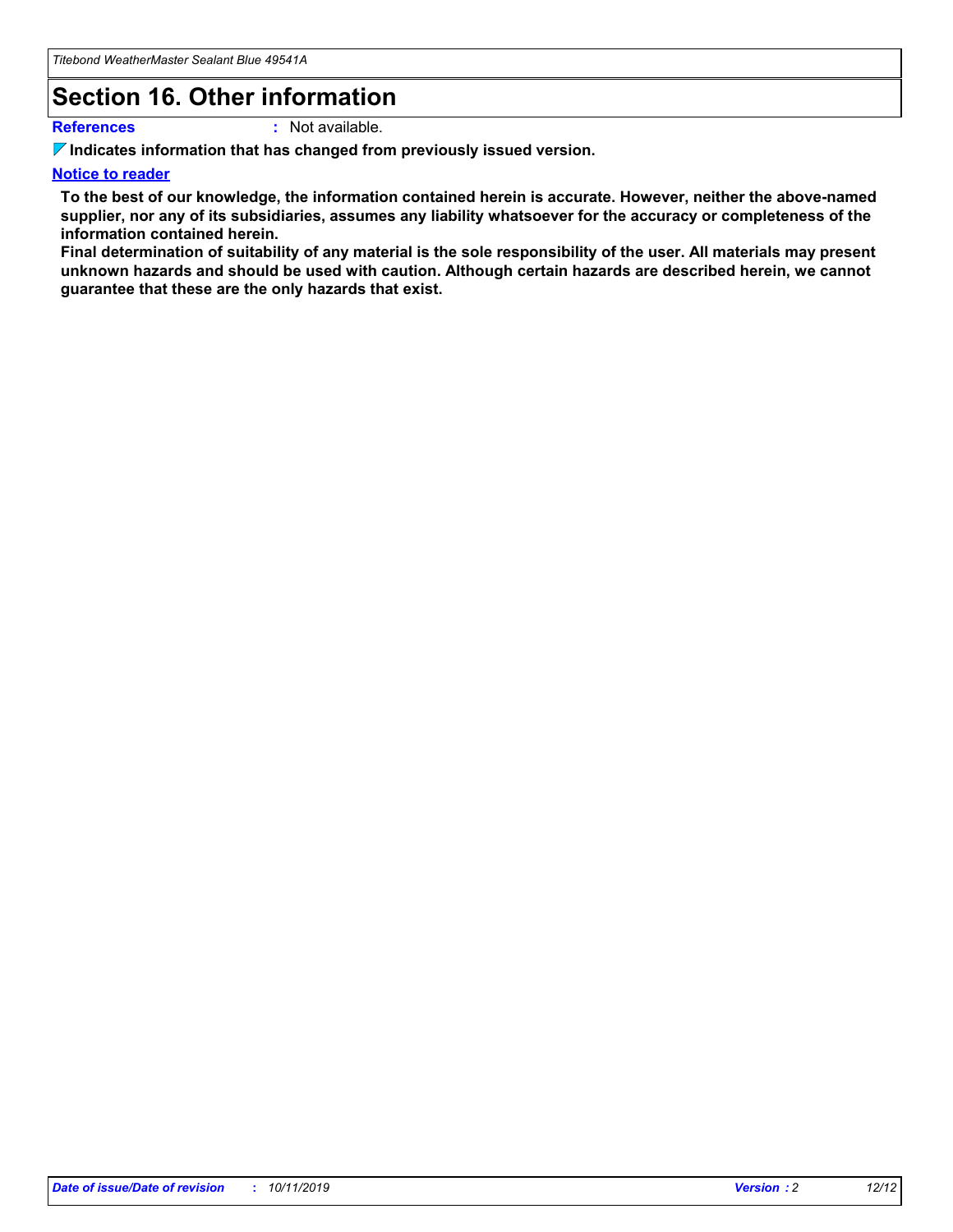# Section 16. Other information

**References** : Not available.

**Indicates information that has changed from previously issued version.**

**Notice to reader**

**To the best of our knowledge, the information contained herein is accurate. However, neither the above-named supplier, nor any of its subsidiaries, assumes any liability whatsoever for the accuracy or completeness of the information contained herein.**

**Final determination of suitability of any material is the sole responsibility of the user. All materials may present unknown hazards and should be used with caution. Although certain hazards are described herein, we cannot guarantee that these are the only hazards that exist.**